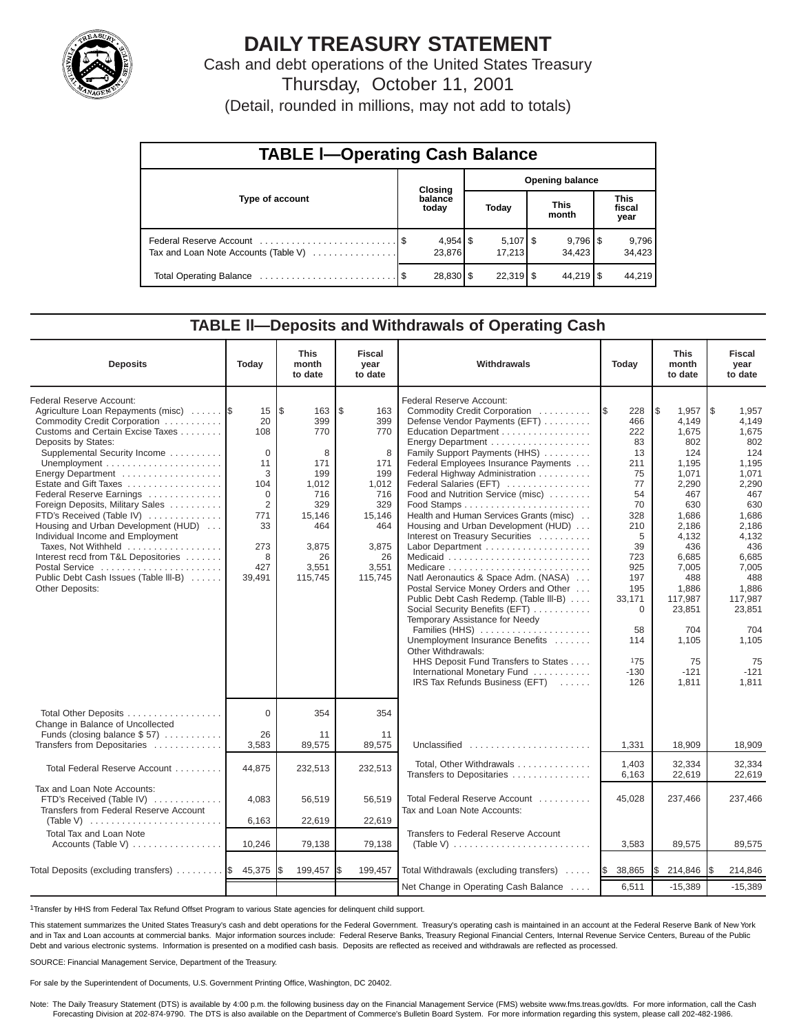# DAILY TREASURY STATEMENT

Cash and debt operations of the United States Treasury

Thursday, October 11, 2001

(Detail, rounded in millions, may not add to totals)

## TABLE I—Operating Cash Balance

| Type of account | Closing balance today | Opening balance Today | Opening balance This month | Opening balance This fiscal year |
|---|---|---|---|---|
| Federal Reserve Account | $ 4,954 | $ 5,107 | $ 9,796 | $ 9,796 |
| Tax and Loan Note Accounts (Table V) | 23,876 | 17,213 | 34,423 | 34,423 |
| Total Operating Balance | $ 28,830 | $ 22,319 | $ 44,219 | $ 44,219 |

## TABLE II—Deposits and Withdrawals of Operating Cash

| Deposits | Today | This month to date | Fiscal year to date | Withdrawals | Today | This month to date | Fiscal year to date |
|---|---|---|---|---|---|---|---|
| Federal Reserve Account: | | | | Federal Reserve Account: | | | |
| Agriculture Loan Repayments (misc) | $ 15 | $ 163 | $ 163 | Commodity Credit Corporation | $ 228 | $ 1,957 | $ 1,957 |
| Commodity Credit Corporation | 20 | 399 | 399 | Defense Vendor Payments (EFT) | 466 | 4,149 | 4,149 |
| Customs and Certain Excise Taxes | 108 | 770 | 770 | Education Department | 222 | 1,675 | 1,675 |
| Deposits by States: | | | | Energy Department | 83 | 802 | 802 |
| Supplemental Security Income | 0 | 8 | 8 | Family Support Payments (HHS) | 13 | 124 | 124 |
| Unemployment | 11 | 171 | 171 | Federal Employees Insurance Payments | 211 | 1,195 | 1,195 |
| Energy Department | 3 | 199 | 199 | Federal Highway Administration | 75 | 1,071 | 1,071 |
| Estate and Gift Taxes | 104 | 1,012 | 1,012 | Federal Salaries (EFT) | 77 | 2,290 | 2,290 |
| Federal Reserve Earnings | 0 | 716 | 716 | Food and Nutrition Service (misc) | 54 | 467 | 467 |
| Foreign Deposits, Military Sales | 2 | 329 | 329 | Food Stamps | 70 | 630 | 630 |
| FTD's Received (Table IV) | 771 | 15,146 | 15,146 | Health and Human Services Grants (misc) | 328 | 1,686 | 1,686 |
| Housing and Urban Development (HUD) | 33 | 464 | 464 | Housing and Urban Development (HUD) | 210 | 2,186 | 2,186 |
| Individual Income and Employment Taxes, Not Withheld | 273 | 3,875 | 3,875 | Interest on Treasury Securities | 5 | 4,132 | 4,132 |
| Interest recd from T&L Depositories | 8 | 26 | 26 | Labor Department | 39 | 436 | 436 |
| Postal Service | 427 | 3,551 | 3,551 | Medicaid | 723 | 6,685 | 6,685 |
| Public Debt Cash Issues (Table III-B) | 39,491 | 115,745 | 115,745 | Medicare | 925 | 7,005 | 7,005 |
| Other Deposits: | | | | Natl Aeronautics & Space Adm. (NASA) | 197 | 488 | 488 |
| | | | | Postal Service Money Orders and Other | 195 | 1,886 | 1,886 |
| | | | | Public Debt Cash Redemp. (Table III-B) | 33,171 | 117,987 | 117,987 |
| | | | | Social Security Benefits (EFT) | 0 | 23,851 | 23,851 |
| | | | | Temporary Assistance for Needy Families (HHS) | 58 | 704 | 704 |
| | | | | Unemployment Insurance Benefits | 114 | 1,105 | 1,105 |
| | | | | Other Withdrawals: | | | |
| | | | | HHS Deposit Fund Transfers to States | [1]75 | 75 | 75 |
| | | | | International Monetary Fund | -130 | -121 | -121 |
| | | | | IRS Tax Refunds Business (EFT) | 126 | 1,811 | 1,811 |
| Total Other Deposits | 0 | 354 | 354 | | | | |
| Change in Balance of Uncollected Funds (closing balance $ 57) | 26 | 11 | 11 | | | | |
| Transfers from Depositaries | 3,583 | 89,575 | 89,575 | Unclassified | 1,331 | 18,909 | 18,909 |
| Total Federal Reserve Account | 44,875 | 232,513 | 232,513 | Total, Other Withdrawals | 1,403 | 32,334 | 32,334 |
| | | | | Transfers to Depositaries | 6,163 | 22,619 | 22,619 |
| Tax and Loan Note Accounts: | | | | Total Federal Reserve Account | 45,028 | 237,466 | 237,466 |
| FTD's Received (Table IV) | 4,083 | 56,519 | 56,519 | Tax and Loan Note Accounts: | | | |
| Transfers from Federal Reserve Account (Table V) | 6,163 | 22,619 | 22,619 | | | | |
| Total Tax and Loan Note Accounts (Table V) | 10,246 | 79,138 | 79,138 | Transfers to Federal Reserve Account (Table V) | 3,583 | 89,575 | 89,575 |
| Total Deposits (excluding transfers) | $ 45,375 | $ 199,457 | $ 199,457 | Total Withdrawals (excluding transfers) | $ 38,865 | $ 214,846 | $ 214,846 |
| | | | | Net Change in Operating Cash Balance | 6,511 | -15,389 | -15,389 |

[1]Transfer by HHS from Federal Tax Refund Offset Program to various State agencies for delinquent child support.

This statement summarizes the United States Treasury's cash and debt operations for the Federal Government. Treasury's operating cash is maintained in an account at the Federal Reserve Bank of New York and in Tax and Loan accounts at commercial banks. Major information sources include: Federal Reserve Banks, Treasury Regional Financial Centers, Internal Revenue Service Centers, Bureau of the Public Debt and various electronic systems. Information is presented on a modified cash basis. Deposits are reflected as received and withdrawals are reflected as processed.

SOURCE: Financial Management Service, Department of the Treasury.

For sale by the Superintendent of Documents, U.S. Government Printing Office, Washington, DC 20402.

Note: The Daily Treasury Statement (DTS) is available by 4:00 p.m. the following business day on the Financial Management Service (FMS) website www.fms.treas.gov/dts. For more information, call the Cash Forecasting Division at 202-874-9790. The DTS is also available on the Department of Commerce's Bulletin Board System. For more information regarding this system, please call 202-482-1986.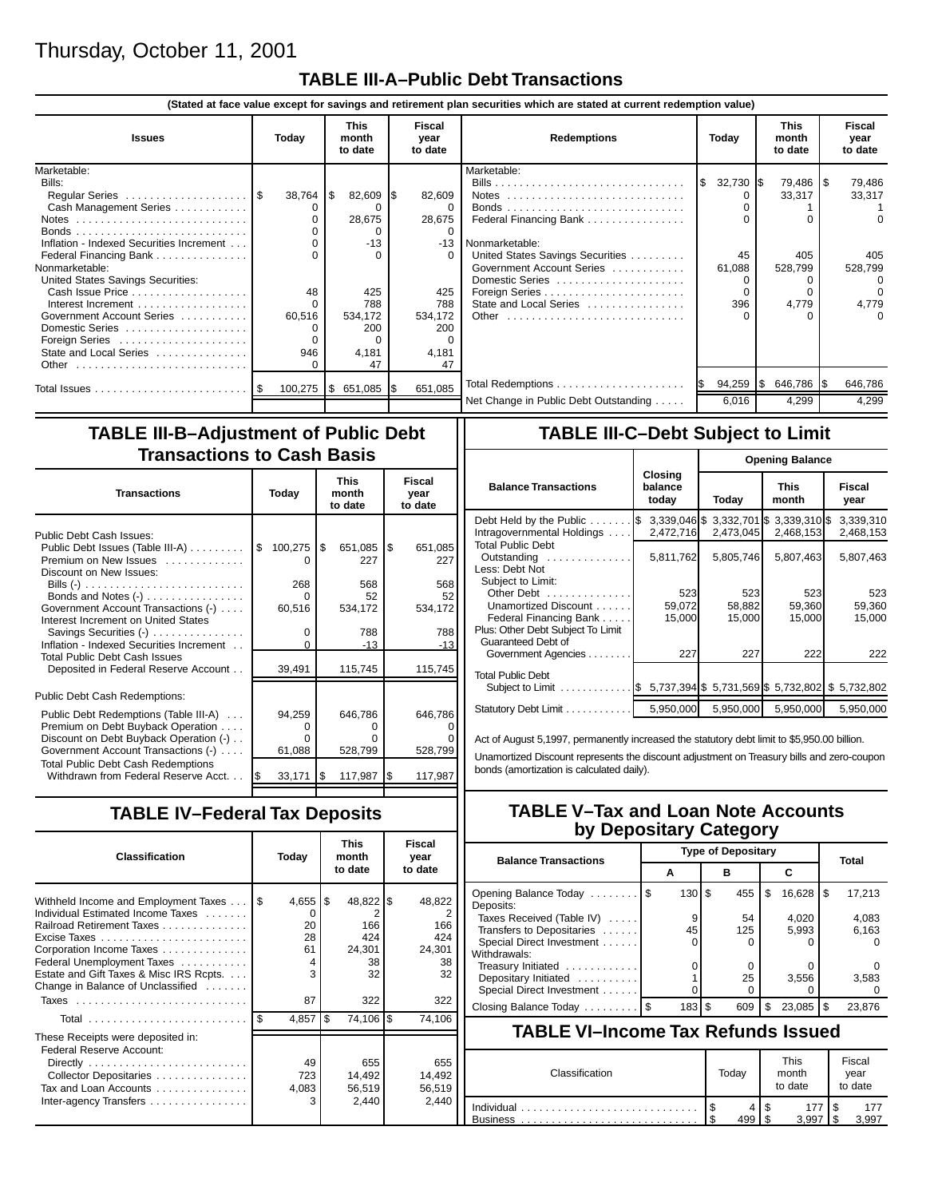Thursday, October 11, 2001

## TABLE III-A–Public Debt Transactions

(Stated at face value except for savings and retirement plan securities which are stated at current redemption value)

| Issues | Today | This month to date | Fiscal year to date |
|---|---|---|---|
| Marketable: | | | |
| Bills: | | | |
| Regular Series | $ 38,764 | $ 82,609 | $ 82,609 |
| Cash Management Series | 0 | 0 | 0 |
| Notes | 0 | 28,675 | 28,675 |
| Bonds | 0 | 0 | 0 |
| Inflation - Indexed Securities Increment | 0 | -13 | -13 |
| Federal Financing Bank | 0 | 0 | 0 |
| Nonmarketable: | | | |
| United States Savings Securities: | | | |
| Cash Issue Price | 48 | 425 | 425 |
| Interest Increment | 0 | 788 | 788 |
| Government Account Series | 60,516 | 534,172 | 534,172 |
| Domestic Series | 0 | 200 | 200 |
| Foreign Series | 0 | 0 | 0 |
| State and Local Series | 946 | 4,181 | 4,181 |
| Other | 0 | 47 | 47 |
| Total Issues | $ 100,275 | $ 651,085 | $ 651,085 |

| Redemptions | Today | This month to date | Fiscal year to date |
|---|---|---|---|
| Marketable: | | | |
| Bills | $ 32,730 | $ 79,486 | $ 79,486 |
| Notes | 0 | 33,317 | 33,317 |
| Bonds | 0 | 1 | 1 |
| Federal Financing Bank | 0 | 0 | 0 |
| Nonmarketable: | | | |
| United States Savings Securities | 45 | 405 | 405 |
| Government Account Series | 61,088 | 528,799 | 528,799 |
| Domestic Series | 0 | 0 | 0 |
| Foreign Series | 0 | 0 | 0 |
| State and Local Series | 396 | 4,779 | 4,779 |
| Other | 0 | 0 | 0 |
| Total Redemptions | $ 94,259 | $ 646,786 | $ 646,786 |
| Net Change in Public Debt Outstanding | 6,016 | 4,299 | 4,299 |

## TABLE III-B–Adjustment of Public Debt Transactions to Cash Basis

| Transactions | Today | This month to date | Fiscal year to date |
|---|---|---|---|
| Public Debt Cash Issues: | | | |
| Public Debt Issues (Table III-A) | $ 100,275 | $ 651,085 | $ 651,085 |
| Premium on New Issues | 0 | 227 | 227 |
| Discount on New Issues: | | | |
| Bills (-) | 268 | 568 | 568 |
| Bonds and Notes (-) | 0 | 52 | 52 |
| Government Account Transactions (-) | 60,516 | 534,172 | 534,172 |
| Interest Increment on United States Savings Securities (-) | 0 | 788 | 788 |
| Inflation - Indexed Securities Increment | 0 | -13 | -13 |
| Total Public Debt Cash Issues Deposited in Federal Reserve Account | 39,491 | 115,745 | 115,745 |
| Public Debt Cash Redemptions: | | | |
| Public Debt Redemptions (Table III-A) | 94,259 | 646,786 | 646,786 |
| Premium on Debt Buyback Operation | 0 | 0 | 0 |
| Discount on Debt Buyback Operation (-) | 0 | 0 | 0 |
| Government Account Transactions (-) | 61,088 | 528,799 | 528,799 |
| Total Public Debt Cash Redemptions Withdrawn from Federal Reserve Acct. | $ 33,171 | $ 117,987 | $ 117,987 |

## TABLE III-C–Debt Subject to Limit

| Balance Transactions | Closing balance today | Opening Balance Today | Opening Balance This month | Opening Balance Fiscal year |
|---|---|---|---|---|
| Debt Held by the Public | $ 3,339,046 | $ 3,332,701 | $ 3,339,310 | $ 3,339,310 |
| Intragovernmental Holdings | 2,472,716 | 2,473,045 | 2,468,153 | 2,468,153 |
| Total Public Debt Outstanding | 5,811,762 | 5,805,746 | 5,807,463 | 5,807,463 |
| Less: Debt Not Subject to Limit: | | | | |
| Other Debt | 523 | 523 | 523 | 523 |
| Unamortized Discount | 59,072 | 58,882 | 59,360 | 59,360 |
| Federal Financing Bank | 15,000 | 15,000 | 15,000 | 15,000 |
| Plus: Other Debt Subject to Limit Guaranteed Debt of Government Agencies | 227 | 227 | 222 | 222 |
| Total Public Debt Subject to Limit | $ 5,737,394 | $ 5,731,569 | $ 5,732,802 | $ 5,732,802 |
| Statutory Debt Limit | 5,950,000 | 5,950,000 | 5,950,000 | 5,950,000 |

Act of August 5,1997, permanently increased the statutory debt limit to $5,950.00 billion.

Unamortized Discount represents the discount adjustment on Treasury bills and zero-coupon bonds (amortization is calculated daily).

## TABLE IV–Federal Tax Deposits

| Classification | Today | This month to date | Fiscal year to date |
|---|---|---|---|
| Withheld Income and Employment Taxes | $ 4,655 | $ 48,822 | $ 48,822 |
| Individual Estimated Income Taxes | 0 | 2 | 2 |
| Railroad Retirement Taxes | 20 | 166 | 166 |
| Excise Taxes | 28 | 424 | 424 |
| Corporation Income Taxes | 61 | 24,301 | 24,301 |
| Federal Unemployment Taxes | 4 | 38 | 38 |
| Estate and Gift Taxes & Misc IRS Rcpts. | 3 | 32 | 32 |
| Change in Balance of Unclassified Taxes | 87 | 322 | 322 |
| Total | $ 4,857 | $ 74,106 | $ 74,106 |
| These Receipts were deposited in: | | | |
| Federal Reserve Account: | | | |
| Directly | 49 | 655 | 655 |
| Collector Depositaries | 723 | 14,492 | 14,492 |
| Tax and Loan Accounts | 4,083 | 56,519 | 56,519 |
| Inter-agency Transfers | 3 | 2,440 | 2,440 |

## TABLE V–Tax and Loan Note Accounts by Depositary Category

| Balance Transactions | Type of Depositary A | B | C | Total |
|---|---|---|---|---|
| Opening Balance Today | $ 130 | $ 455 | $ 16,628 | $ 17,213 |
| Deposits: | | | | |
| Taxes Received (Table IV) | 9 | 54 | 4,020 | 4,083 |
| Transfers to Depositaries | 45 | 125 | 5,993 | 6,163 |
| Special Direct Investment | 0 | 0 | 0 | 0 |
| Withdrawals: | | | | |
| Treasury Initiated | 0 | 0 | 0 | 0 |
| Depositary Initiated | 1 | 25 | 3,556 | 3,583 |
| Special Direct Investment | 0 | 0 | 0 | 0 |
| Closing Balance Today | $ 183 | $ 609 | $ 23,085 | $ 23,876 |

## TABLE VI–Income Tax Refunds Issued

| Classification | Today | This month to date | Fiscal year to date |
|---|---|---|---|
| Individual | $ 4 | $ 177 | $ 177 |
| Business | $ 499 | $ 3,997 | $ 3,997 |